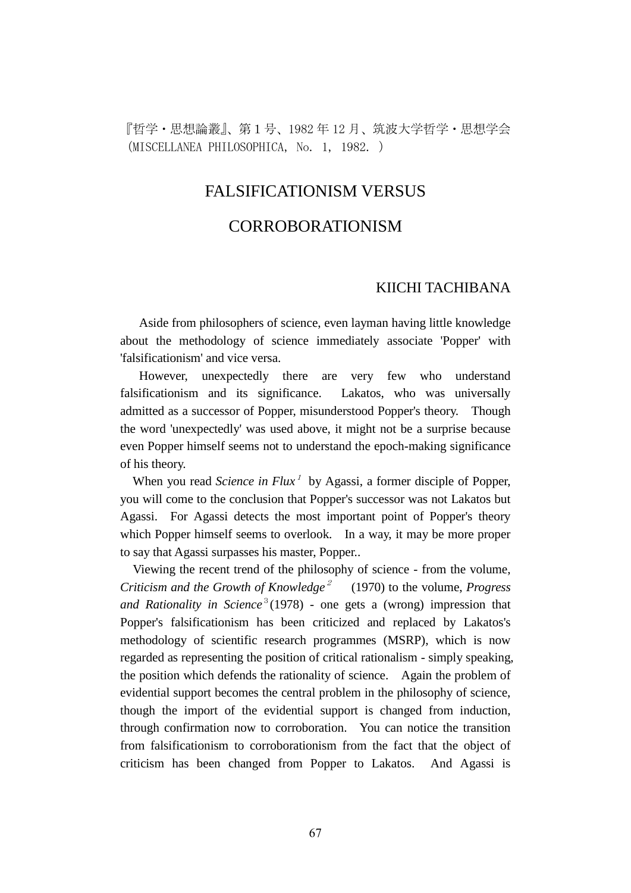『哲学・思想論叢』、第 1 号、1982 年 12 月、筑波大学哲学・思想学会
(MISCELLANEA PHILOSOPHICA, No. 1, 1982. )

# FALSIFICATIONISM VERSUS CORROBORATIONISM

KIICHI TACHIBANA

Aside from philosophers of science, even layman having little knowledge about the methodology of science immediately associate 'Popper' with 'falsificationism' and vice versa.

However, unexpectedly there are very few who understand falsificationism and its significance. Lakatos, who was universally admitted as a successor of Popper, misunderstood Popper's theory. Though the word 'unexpectedly' was used above, it might not be a surprise because even Popper himself seems not to understand the epoch-making significance of his theory.

When you read *Science in Flux*[1] by Agassi, a former disciple of Popper, you will come to the conclusion that Popper's successor was not Lakatos but Agassi. For Agassi detects the most important point of Popper's theory which Popper himself seems to overlook. In a way, it may be more proper to say that Agassi surpasses his master, Popper..

Viewing the recent trend of the philosophy of science - from the volume, *Criticism and the Growth of Knowledge*[2] (1970) to the volume, *Progress and Rationality in Science*[3] (1978) - one gets a (wrong) impression that Popper's falsificationism has been criticized and replaced by Lakatos's methodology of scientific research programmes (MSRP), which is now regarded as representing the position of critical rationalism - simply speaking, the position which defends the rationality of science. Again the problem of evidential support becomes the central problem in the philosophy of science, though the import of the evidential support is changed from induction, through confirmation now to corroboration. You can notice the transition from falsificationism to corroborationism from the fact that the object of criticism has been changed from Popper to Lakatos. And Agassi is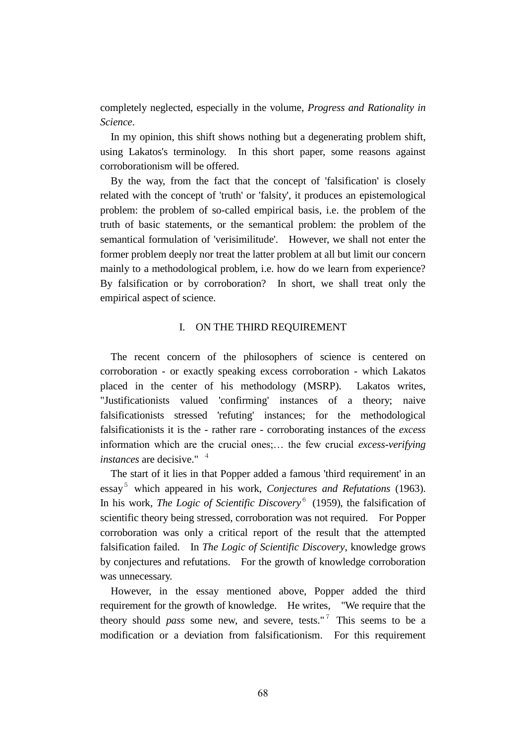completely neglected, especially in the volume, *Progress and Rationality in Science*.

In my opinion, this shift shows nothing but a degenerating problem shift, using Lakatos's terminology. In this short paper, some reasons against corroborationism will be offered.

By the way, from the fact that the concept of 'falsification' is closely related with the concept of 'truth' or 'falsity', it produces an epistemological problem: the problem of so-called empirical basis, i.e. the problem of the truth of basic statements, or the semantical problem: the problem of the semantical formulation of 'verisimilitude'. However, we shall not enter the former problem deeply nor treat the latter problem at all but limit our concern mainly to a methodological problem, i.e. how do we learn from experience? By falsification or by corroboration? In short, we shall treat only the empirical aspect of science.

## I. ON THE THIRD REQUIREMENT

The recent concern of the philosophers of science is centered on corroboration - or exactly speaking excess corroboration - which Lakatos placed in the center of his methodology (MSRP). Lakatos writes, "Justificationists valued 'confirming' instances of a theory; naive falsificationists stressed 'refuting' instances; for the methodological falsificationists it is the - rather rare - corroborating instances of the *excess* information which are the crucial ones;… the few crucial *excess-verifying instances* are decisive." [4]

The start of it lies in that Popper added a famous 'third requirement' in an essay[5] which appeared in his work, *Conjectures and Refutations* (1963). In his work, *The Logic of Scientific Discovery*[6] (1959), the falsification of scientific theory being stressed, corroboration was not required. For Popper corroboration was only a critical report of the result that the attempted falsification failed. In *The Logic of Scientific Discovery*, knowledge grows by conjectures and refutations. For the growth of knowledge corroboration was unnecessary.

However, in the essay mentioned above, Popper added the third requirement for the growth of knowledge. He writes, "We require that the theory should *pass* some new, and severe, tests."[7] This seems to be a modification or a deviation from falsificationism. For this requirement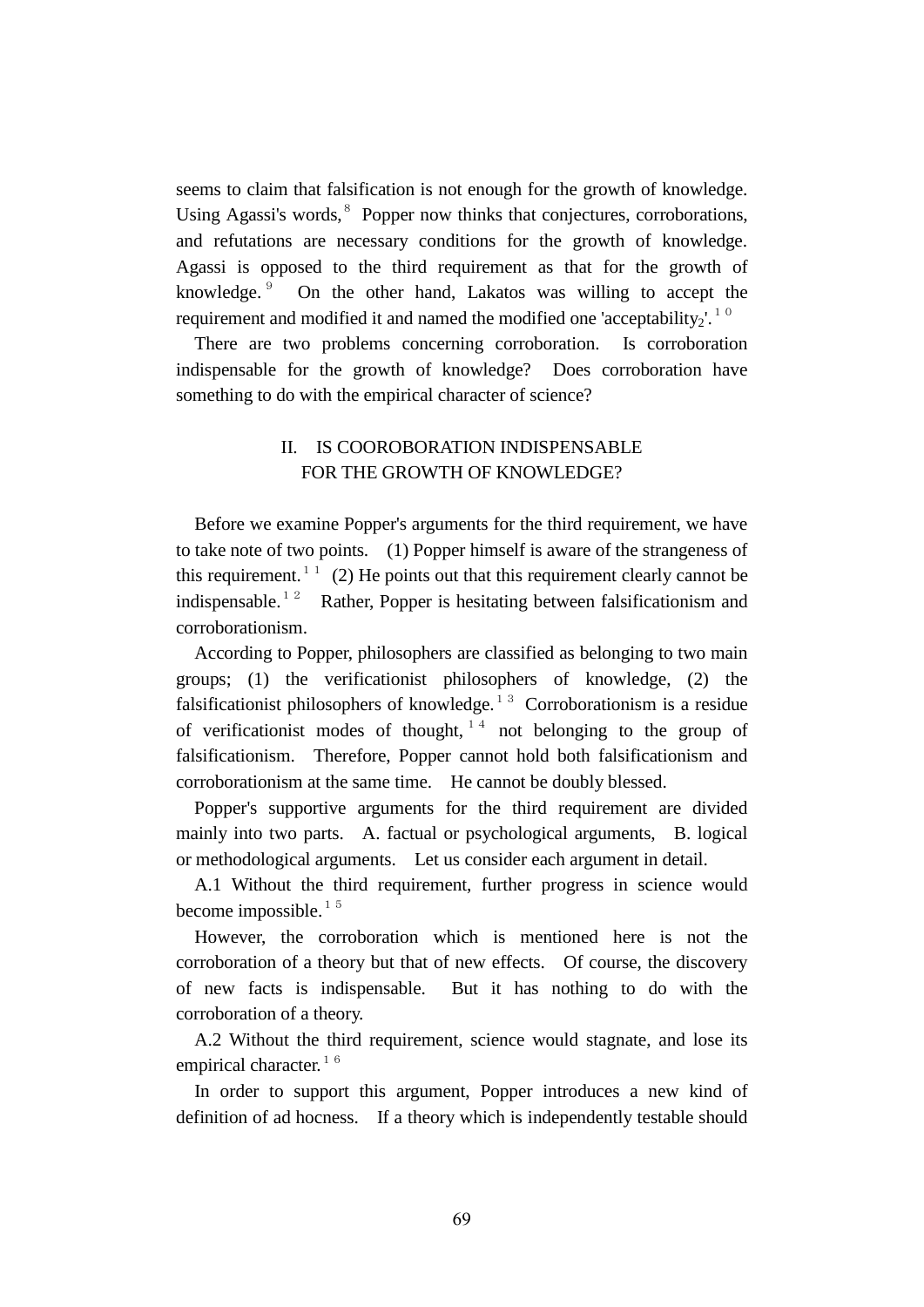seems to claim that falsification is not enough for the growth of knowledge. Using Agassi's words,[8] Popper now thinks that conjectures, corroborations, and refutations are necessary conditions for the growth of knowledge. Agassi is opposed to the third requirement as that for the growth of knowledge.[9] On the other hand, Lakatos was willing to accept the requirement and modified it and named the modified one 'acceptability$_2$'.[10]

There are two problems concerning corroboration. Is corroboration indispensable for the growth of knowledge? Does corroboration have something to do with the empirical character of science?

## II. IS COOROBORATION INDISPENSABLE FOR THE GROWTH OF KNOWLEDGE?

Before we examine Popper's arguments for the third requirement, we have to take note of two points. (1) Popper himself is aware of the strangeness of this requirement.[11] (2) He points out that this requirement clearly cannot be indispensable.[12] Rather, Popper is hesitating between falsificationism and corroborationism.

According to Popper, philosophers are classified as belonging to two main groups; (1) the verificationist philosophers of knowledge, (2) the falsificationist philosophers of knowledge.[13] Corroborationism is a residue of verificationist modes of thought,[14] not belonging to the group of falsificationism. Therefore, Popper cannot hold both falsificationism and corroborationism at the same time. He cannot be doubly blessed.

Popper's supportive arguments for the third requirement are divided mainly into two parts. A. factual or psychological arguments, B. logical or methodological arguments. Let us consider each argument in detail.

A.1 Without the third requirement, further progress in science would become impossible.[15]

However, the corroboration which is mentioned here is not the corroboration of a theory but that of new effects. Of course, the discovery of new facts is indispensable. But it has nothing to do with the corroboration of a theory.

A.2 Without the third requirement, science would stagnate, and lose its empirical character.[16]

In order to support this argument, Popper introduces a new kind of definition of ad hocness. If a theory which is independently testable should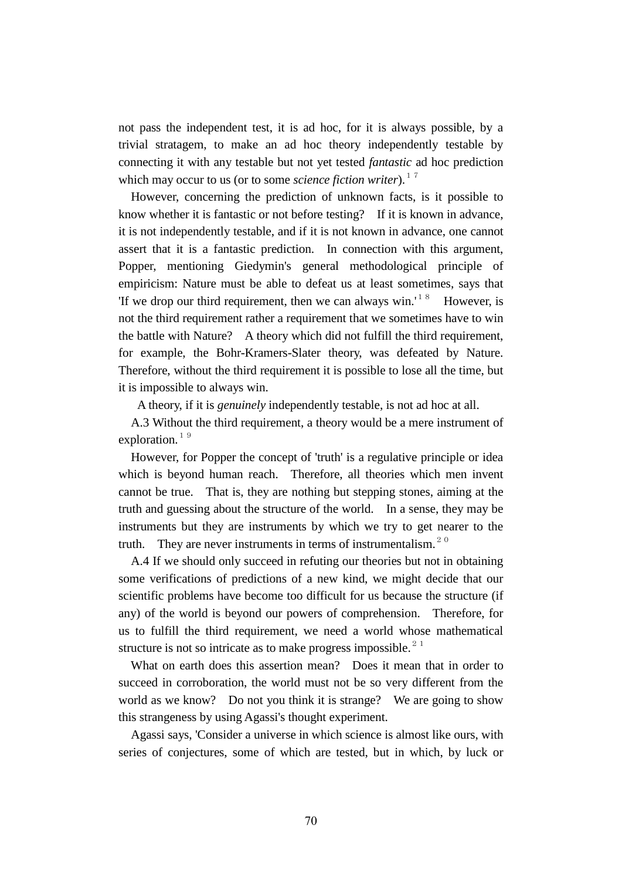not pass the independent test, it is ad hoc, for it is always possible, by a trivial stratagem, to make an ad hoc theory independently testable by connecting it with any testable but not yet tested *fantastic* ad hoc prediction which may occur to us (or to some *science fiction writer*).[17]

However, concerning the prediction of unknown facts, is it possible to know whether it is fantastic or not before testing? If it is known in advance, it is not independently testable, and if it is not known in advance, one cannot assert that it is a fantastic prediction. In connection with this argument, Popper, mentioning Giedymin's general methodological principle of empiricism: Nature must be able to defeat us at least sometimes, says that 'If we drop our third requirement, then we can always win.'[18] However, is not the third requirement rather a requirement that we sometimes have to win the battle with Nature? A theory which did not fulfill the third requirement, for example, the Bohr-Kramers-Slater theory, was defeated by Nature. Therefore, without the third requirement it is possible to lose all the time, but it is impossible to always win.

A theory, if it is *genuinely* independently testable, is not ad hoc at all.

A.3 Without the third requirement, a theory would be a mere instrument of exploration.[19]

However, for Popper the concept of 'truth' is a regulative principle or idea which is beyond human reach. Therefore, all theories which men invent cannot be true. That is, they are nothing but stepping stones, aiming at the truth and guessing about the structure of the world. In a sense, they may be instruments but they are instruments by which we try to get nearer to the truth. They are never instruments in terms of instrumentalism.[20]

A.4 If we should only succeed in refuting our theories but not in obtaining some verifications of predictions of a new kind, we might decide that our scientific problems have become too difficult for us because the structure (if any) of the world is beyond our powers of comprehension. Therefore, for us to fulfill the third requirement, we need a world whose mathematical structure is not so intricate as to make progress impossible.[21]

What on earth does this assertion mean? Does it mean that in order to succeed in corroboration, the world must not be so very different from the world as we know? Do not you think it is strange? We are going to show this strangeness by using Agassi's thought experiment.

Agassi says, 'Consider a universe in which science is almost like ours, with series of conjectures, some of which are tested, but in which, by luck or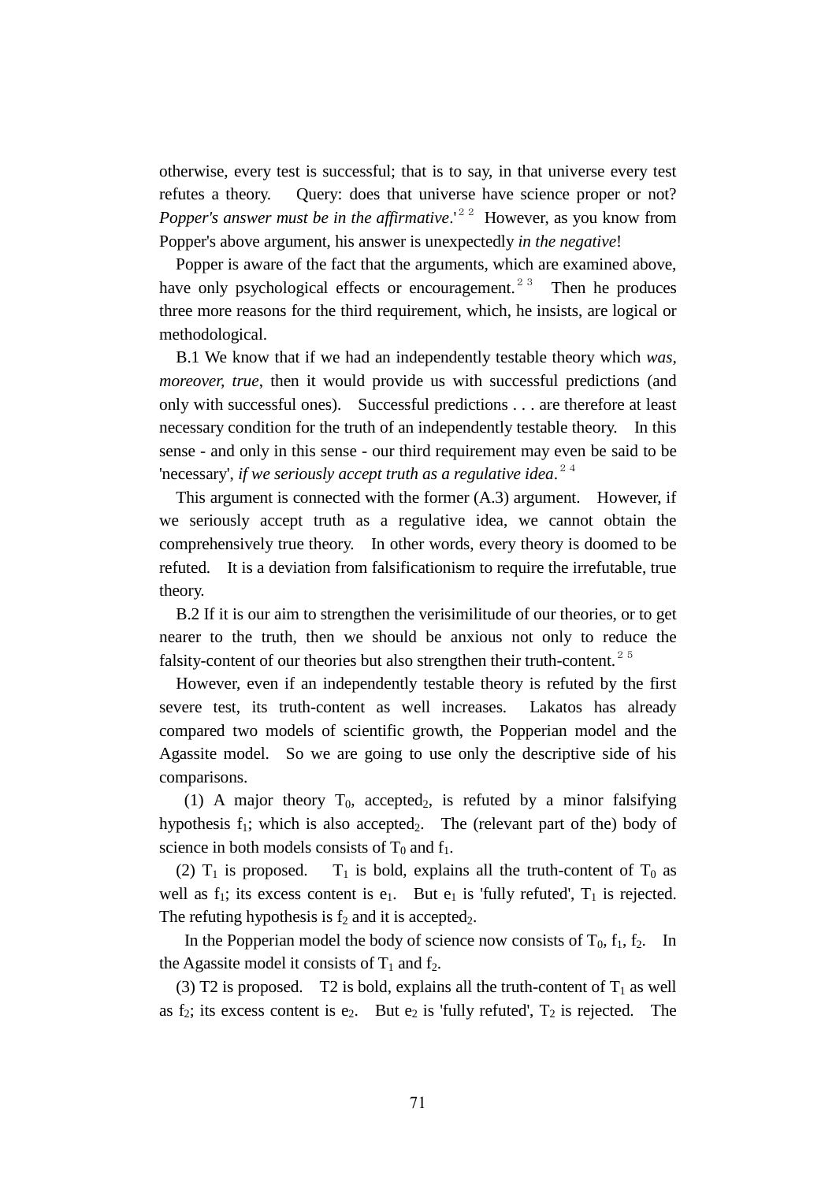otherwise, every test is successful; that is to say, in that universe every test refutes a theory. Query: does that universe have science proper or not? *Popper's answer must be in the affirmative*.'[22] However, as you know from Popper's above argument, his answer is unexpectedly *in the negative*!

Popper is aware of the fact that the arguments, which are examined above, have only psychological effects or encouragement.[23] Then he produces three more reasons for the third requirement, which, he insists, are logical or methodological.

B.1 We know that if we had an independently testable theory which *was, moreover, true*, then it would provide us with successful predictions (and only with successful ones). Successful predictions . . . are therefore at least necessary condition for the truth of an independently testable theory. In this sense - and only in this sense - our third requirement may even be said to be 'necessary', *if we seriously accept truth as a regulative idea*.[24]

This argument is connected with the former (A.3) argument. However, if we seriously accept truth as a regulative idea, we cannot obtain the comprehensively true theory. In other words, every theory is doomed to be refuted. It is a deviation from falsificationism to require the irrefutable, true theory.

B.2 If it is our aim to strengthen the verisimilitude of our theories, or to get nearer to the truth, then we should be anxious not only to reduce the falsity-content of our theories but also strengthen their truth-content.[25]

However, even if an independently testable theory is refuted by the first severe test, its truth-content as well increases. Lakatos has already compared two models of scientific growth, the Popperian model and the Agassite model. So we are going to use only the descriptive side of his comparisons.

(1) A major theory $T_0$, accepted$_2$, is refuted by a minor falsifying hypothesis $f_1$; which is also accepted$_2$. The (relevant part of the) body of science in both models consists of $T_0$ and $f_1$.

(2) $T_1$ is proposed. $T_1$ is bold, explains all the truth-content of $T_0$ as well as $f_1$; its excess content is $e_1$. But $e_1$ is 'fully refuted', $T_1$ is rejected. The refuting hypothesis is $f_2$ and it is accepted$_2$.

In the Popperian model the body of science now consists of $T_0$, $f_1$, $f_2$. In the Agassite model it consists of $T_1$ and $f_2$.

(3) T2 is proposed. T2 is bold, explains all the truth-content of $T_1$ as well as $f_2$; its excess content is $e_2$. But $e_2$ is 'fully refuted', $T_2$ is rejected. The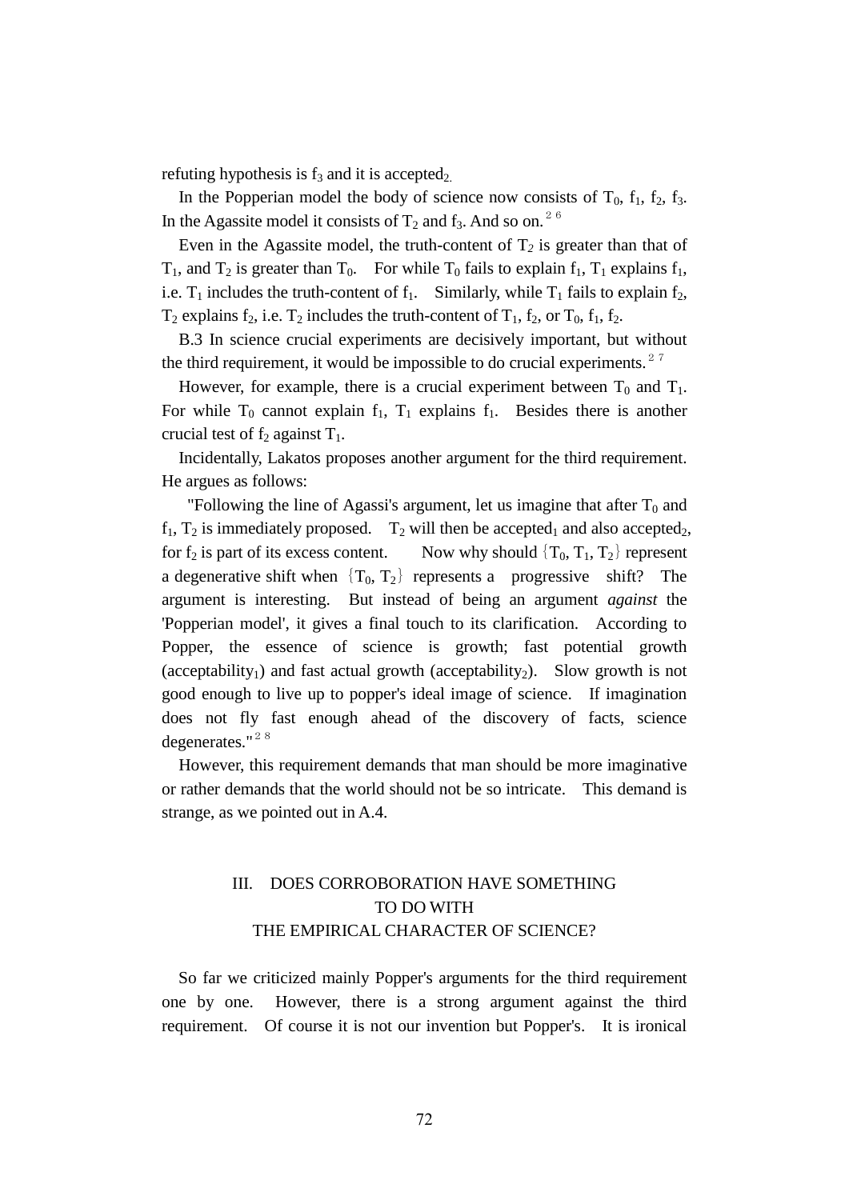refuting hypothesis is $f_3$ and it is $\text{accepted}_2$.

In the Popperian model the body of science now consists of $T_0$, $f_1$, $f_2$, $f_3$. In the Agassite model it consists of $T_2$ and $f_3$. And so on.[26]

Even in the Agassite model, the truth-content of $T_2$ is greater than that of $T_1$, and $T_2$ is greater than $T_0$. For while $T_0$ fails to explain $f_1$, $T_1$ explains $f_1$, i.e. $T_1$ includes the truth-content of $f_1$. Similarly, while $T_1$ fails to explain $f_2$, $T_2$ explains $f_2$, i.e. $T_2$ includes the truth-content of $T_1$, $f_2$, or $T_0$, $f_1$, $f_2$.

B.3 In science crucial experiments are decisively important, but without the third requirement, it would be impossible to do crucial experiments.[27]

However, for example, there is a crucial experiment between $T_0$ and $T_1$. For while $T_0$ cannot explain $f_1$, $T_1$ explains $f_1$. Besides there is another crucial test of $f_2$ against $T_1$.

Incidentally, Lakatos proposes another argument for the third requirement. He argues as follows:

"Following the line of Agassi's argument, let us imagine that after $T_0$ and $f_1$, $T_2$ is immediately proposed. $T_2$ will then be $\text{accepted}_1$ and also $\text{accepted}_2$, for $f_2$ is part of its excess content. Now why should $\{T_0, T_1, T_2\}$ represent a degenerative shift when $\{T_0, T_2\}$ represents a progressive shift? The argument is interesting. But instead of being an argument *against* the 'Popperian model', it gives a final touch to its clarification. According to Popper, the essence of science is growth; fast potential growth ($\text{acceptability}_1$) and fast actual growth ($\text{acceptability}_2$). Slow growth is not good enough to live up to popper's ideal image of science. If imagination does not fly fast enough ahead of the discovery of facts, science degenerates."[28]

However, this requirement demands that man should be more imaginative or rather demands that the world should not be so intricate. This demand is strange, as we pointed out in A.4.

## III. DOES CORROBORATION HAVE SOMETHING TO DO WITH THE EMPIRICAL CHARACTER OF SCIENCE?

So far we criticized mainly Popper's arguments for the third requirement one by one. However, there is a strong argument against the third requirement. Of course it is not our invention but Popper's. It is ironical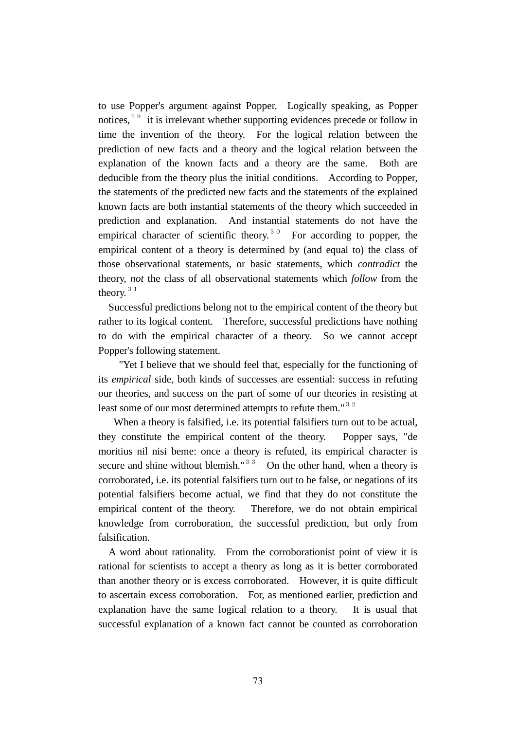to use Popper's argument against Popper. Logically speaking, as Popper notices,[29] it is irrelevant whether supporting evidences precede or follow in time the invention of the theory. For the logical relation between the prediction of new facts and a theory and the logical relation between the explanation of the known facts and a theory are the same. Both are deducible from the theory plus the initial conditions. According to Popper, the statements of the predicted new facts and the statements of the explained known facts are both instantial statements of the theory which succeeded in prediction and explanation. And instantial statements do not have the empirical character of scientific theory.[30] For according to popper, the empirical content of a theory is determined by (and equal to) the class of those observational statements, or basic statements, which *contradict* the theory, *not* the class of all observational statements which *follow* from the theory.[31]

Successful predictions belong not to the empirical content of the theory but rather to its logical content. Therefore, successful predictions have nothing to do with the empirical character of a theory. So we cannot accept Popper's following statement.

"Yet I believe that we should feel that, especially for the functioning of its *empirical* side, both kinds of successes are essential: success in refuting our theories, and success on the part of some of our theories in resisting at least some of our most determined attempts to refute them."[32]

When a theory is falsified, i.e. its potential falsifiers turn out to be actual, they constitute the empirical content of the theory. Popper says, "de moritius nil nisi beme: once a theory is refuted, its empirical character is secure and shine without blemish."[33] On the other hand, when a theory is corroborated, i.e. its potential falsifiers turn out to be false, or negations of its potential falsifiers become actual, we find that they do not constitute the empirical content of the theory. Therefore, we do not obtain empirical knowledge from corroboration, the successful prediction, but only from falsification.

A word about rationality. From the corroborationist point of view it is rational for scientists to accept a theory as long as it is better corroborated than another theory or is excess corroborated. However, it is quite difficult to ascertain excess corroboration. For, as mentioned earlier, prediction and explanation have the same logical relation to a theory. It is usual that successful explanation of a known fact cannot be counted as corroboration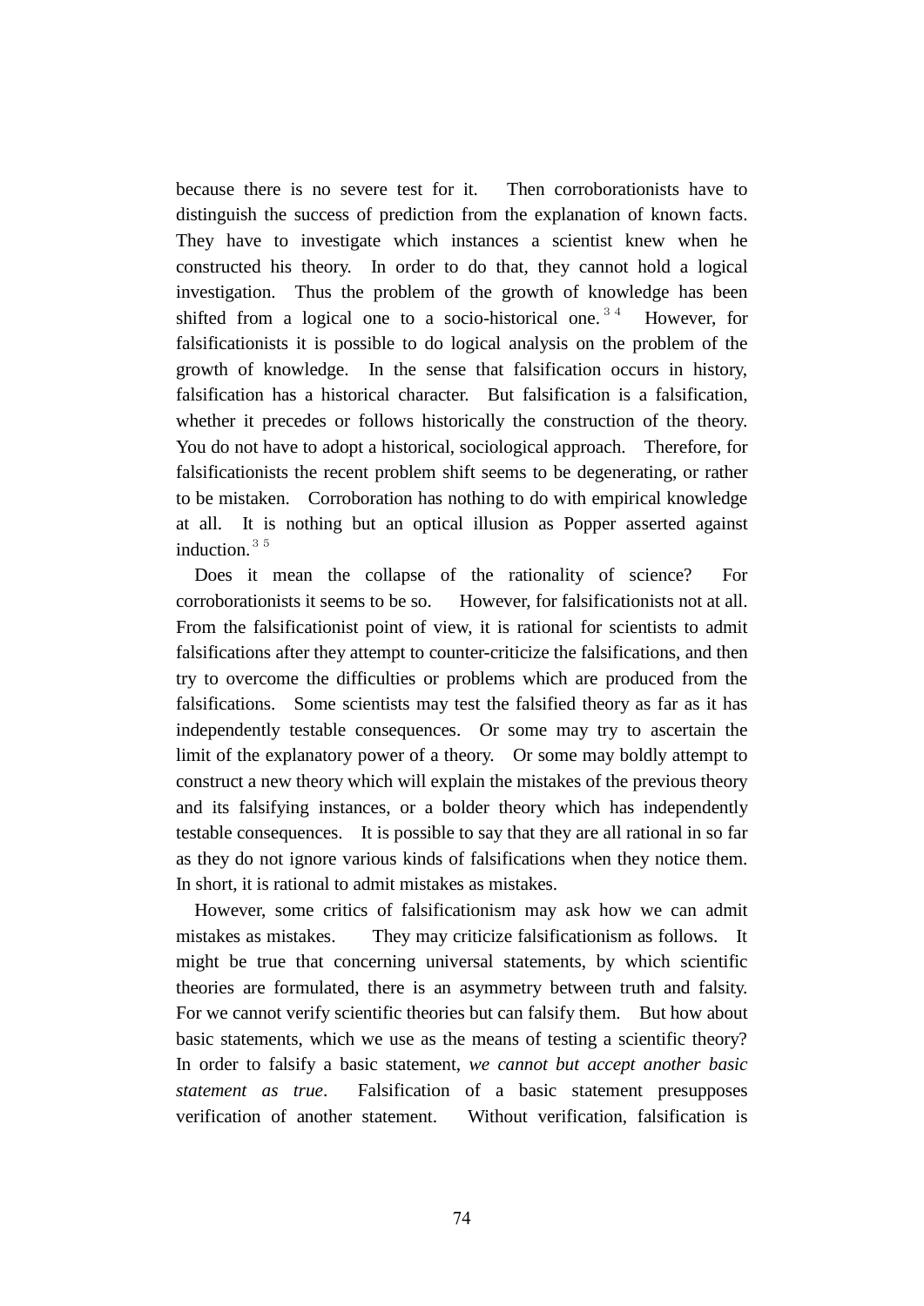because there is no severe test for it. Then corroborationists have to distinguish the success of prediction from the explanation of known facts. They have to investigate which instances a scientist knew when he constructed his theory. In order to do that, they cannot hold a logical investigation. Thus the problem of the growth of knowledge has been shifted from a logical one to a socio-historical one.[34] However, for falsificationists it is possible to do logical analysis on the problem of the growth of knowledge. In the sense that falsification occurs in history, falsification has a historical character. But falsification is a falsification, whether it precedes or follows historically the construction of the theory. You do not have to adopt a historical, sociological approach. Therefore, for falsificationists the recent problem shift seems to be degenerating, or rather to be mistaken. Corroboration has nothing to do with empirical knowledge at all. It is nothing but an optical illusion as Popper asserted against induction.[35]

Does it mean the collapse of the rationality of science? For corroborationists it seems to be so. However, for falsificationists not at all. From the falsificationist point of view, it is rational for scientists to admit falsifications after they attempt to counter-criticize the falsifications, and then try to overcome the difficulties or problems which are produced from the falsifications. Some scientists may test the falsified theory as far as it has independently testable consequences. Or some may try to ascertain the limit of the explanatory power of a theory. Or some may boldly attempt to construct a new theory which will explain the mistakes of the previous theory and its falsifying instances, or a bolder theory which has independently testable consequences. It is possible to say that they are all rational in so far as they do not ignore various kinds of falsifications when they notice them. In short, it is rational to admit mistakes as mistakes.

However, some critics of falsificationism may ask how we can admit mistakes as mistakes. They may criticize falsificationism as follows. It might be true that concerning universal statements, by which scientific theories are formulated, there is an asymmetry between truth and falsity. For we cannot verify scientific theories but can falsify them. But how about basic statements, which we use as the means of testing a scientific theory? In order to falsify a basic statement, *we cannot but accept another basic statement as true*. Falsification of a basic statement presupposes verification of another statement. Without verification, falsification is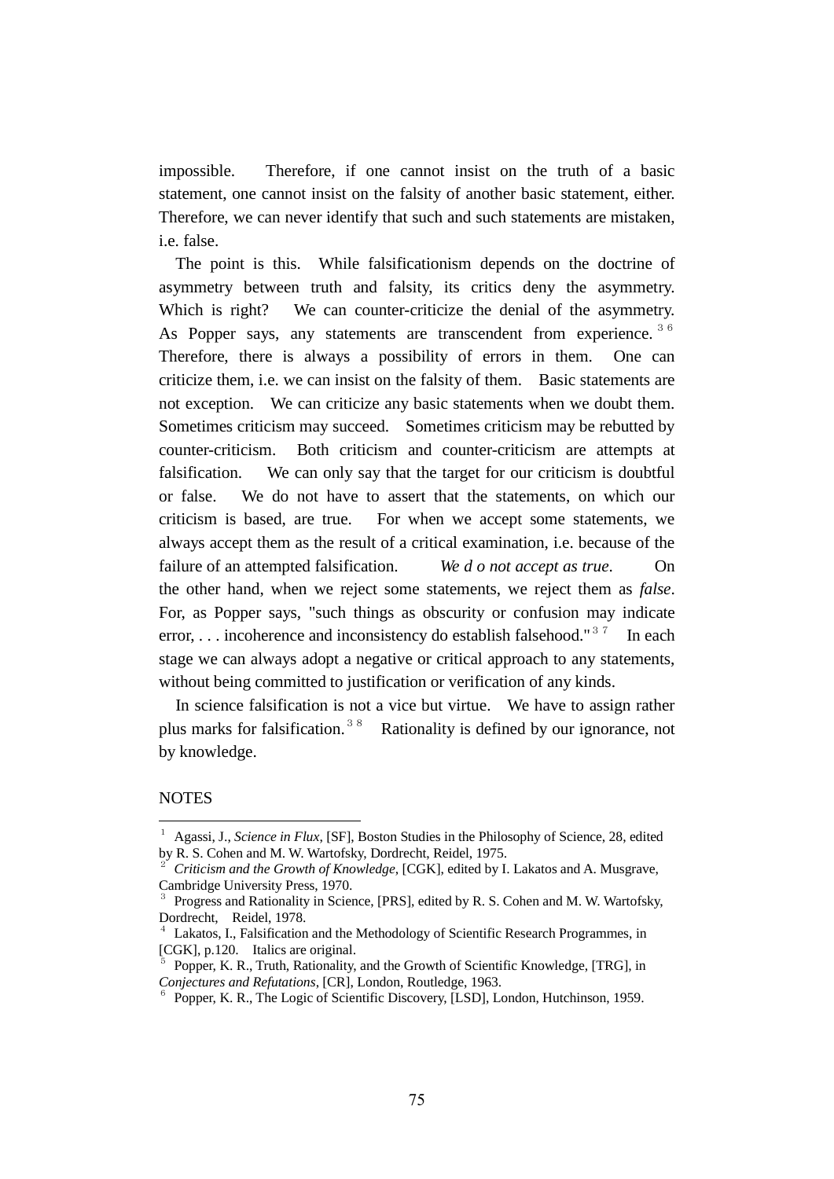impossible. Therefore, if one cannot insist on the truth of a basic statement, one cannot insist on the falsity of another basic statement, either. Therefore, we can never identify that such and such statements are mistaken, i.e. false.

The point is this. While falsificationism depends on the doctrine of asymmetry between truth and falsity, its critics deny the asymmetry. Which is right? We can counter-criticize the denial of the asymmetry. As Popper says, any statements are transcendent from experience.[36] Therefore, there is always a possibility of errors in them. One can criticize them, i.e. we can insist on the falsity of them. Basic statements are not exception. We can criticize any basic statements when we doubt them. Sometimes criticism may succeed. Sometimes criticism may be rebutted by counter-criticism. Both criticism and counter-criticism are attempts at falsification. We can only say that the target for our criticism is doubtful or false. We do not have to assert that the statements, on which our criticism is based, are true. For when we accept some statements, we always accept them as the result of a critical examination, i.e. because of the failure of an attempted falsification. *We d o not accept as true*. On the other hand, when we reject some statements, we reject them as *false*. For, as Popper says, "such things as obscurity or confusion may indicate error, . . . incoherence and inconsistency do establish falsehood."[37] In each stage we can always adopt a negative or critical approach to any statements, without being committed to justification or verification of any kinds.

In science falsification is not a vice but virtue. We have to assign rather plus marks for falsification.[38] Rationality is defined by our ignorance, not by knowledge.

NOTES

[1] Agassi, J., *Science in Flux*, [SF], Boston Studies in the Philosophy of Science, 28, edited by R. S. Cohen and M. W. Wartofsky, Dordrecht, Reidel, 1975.

[2] *Criticism and the Growth of Knowledge*, [CGK], edited by I. Lakatos and A. Musgrave, Cambridge University Press, 1970.

[3] Progress and Rationality in Science, [PRS], edited by R. S. Cohen and M. W. Wartofsky, Dordrecht, Reidel, 1978.

[4] Lakatos, I., Falsification and the Methodology of Scientific Research Programmes, in [CGK], p.120. Italics are original.

[5] Popper, K. R., Truth, Rationality, and the Growth of Scientific Knowledge, [TRG], in *Conjectures and Refutations*, [CR], London, Routledge, 1963.

[6] Popper, K. R., The Logic of Scientific Discovery, [LSD], London, Hutchinson, 1959.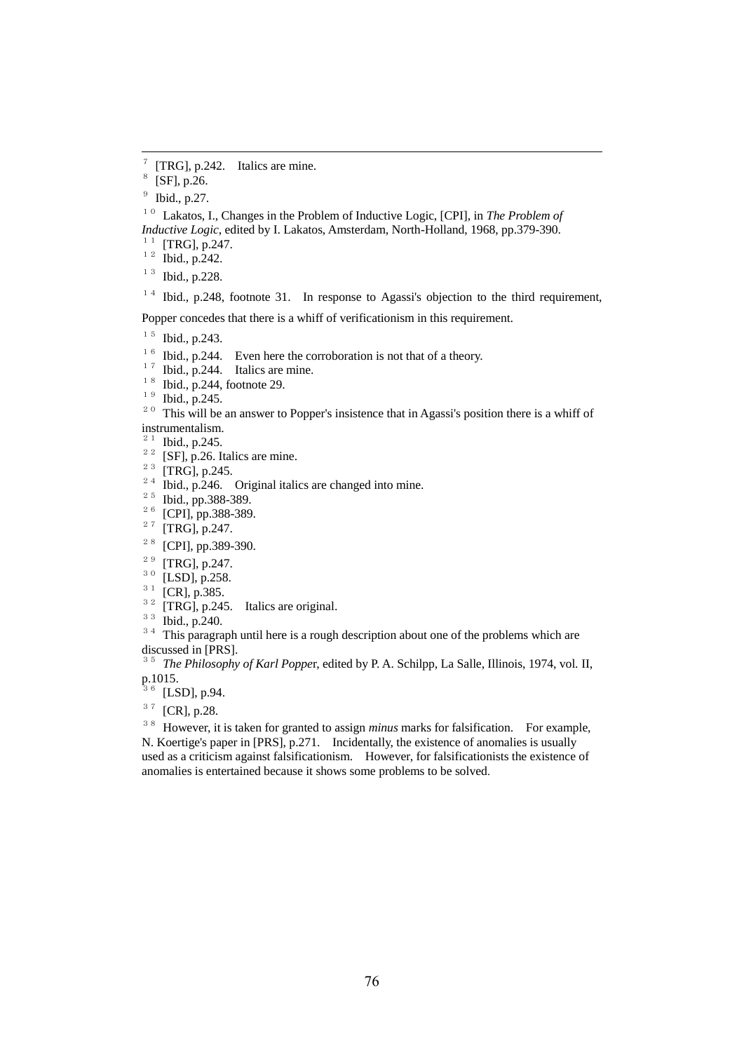---

[7] [TRG], p.242. Italics are mine.

[8] [SF], p.26.

[9] Ibid., p.27.

[10] Lakatos, I., Changes in the Problem of Inductive Logic, [CPI], in *The Problem of Inductive Logic*, edited by I. Lakatos, Amsterdam, North-Holland, 1968, pp.379-390.

[11] [TRG], p.247.

[12] Ibid., p.242.

[13] Ibid., p.228.

[14] Ibid., p.248, footnote 31. In response to Agassi's objection to the third requirement, Popper concedes that there is a whiff of verificationism in this requirement.

[15] Ibid., p.243.

[16] Ibid., p.244. Even here the corroboration is not that of a theory.

[17] Ibid., p.244. Italics are mine.

[18] Ibid., p.244, footnote 29.

[19] Ibid., p.245.

[20] This will be an answer to Popper's insistence that in Agassi's position there is a whiff of instrumentalism.

[21] Ibid., p.245.

[22] [SF], p.26. Italics are mine.

[23] [TRG], p.245.

[24] Ibid., p.246. Original italics are changed into mine.

[25] Ibid., pp.388-389.

[26] [CPI], pp.388-389.

[27] [TRG], p.247.

[28] [CPI], pp.389-390.

[29] [TRG], p.247.

[30] [LSD], p.258.

[31] [CR], p.385.

[32] [TRG], p.245. Italics are original.

[33] Ibid., p.240.

[34] This paragraph until here is a rough description about one of the problems which are discussed in [PRS].

[35] *The Philosophy of Karl Popper*, edited by P. A. Schilpp, La Salle, Illinois, 1974, vol. II, p.1015.

[36] [LSD], p.94.

[37] [CR], p.28.

[38] However, it is taken for granted to assign *minus* marks for falsification. For example, N. Koertige's paper in [PRS], p.271. Incidentally, the existence of anomalies is usually used as a criticism against falsificationism. However, for falsificationists the existence of anomalies is entertained because it shows some problems to be solved.